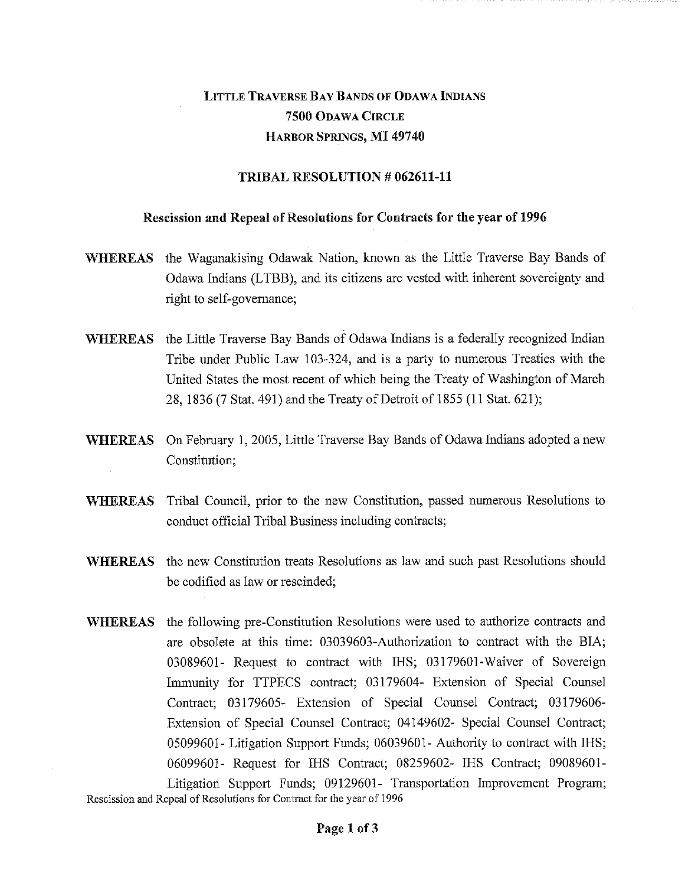**Little Traverse Bay Bands of Odawa Indians**
**7500 Odawa Circle**
**Harbor Springs, MI 49740**

## TRIBAL RESOLUTION # 062611-11

### Rescission and Repeal of Resolutions for Contracts for the year of 1996

**WHEREAS** the Waganakising Odawak Nation, known as the Little Traverse Bay Bands of Odawa Indians (LTBB), and its citizens are vested with inherent sovereignty and right to self-governance;

**WHEREAS** the Little Traverse Bay Bands of Odawa Indians is a federally recognized Indian Tribe under Public Law 103-324, and is a party to numerous Treaties with the United States the most recent of which being the Treaty of Washington of March 28, 1836 (7 Stat. 491) and the Treaty of Detroit of 1855 (11 Stat. 621);

**WHEREAS** On February 1, 2005, Little Traverse Bay Bands of Odawa Indians adopted a new Constitution;

**WHEREAS** Tribal Council, prior to the new Constitution, passed numerous Resolutions to conduct official Tribal Business including contracts;

**WHEREAS** the new Constitution treats Resolutions as law and such past Resolutions should be codified as law or rescinded;

**WHEREAS** the following pre-Constitution Resolutions were used to authorize contracts and are obsolete at this time: 03039603-Authorization to contract with the BIA; 03089601- Request to contract with IHS; 03179601-Waiver of Sovereign Immunity for TTPECS contract; 03179604- Extension of Special Counsel Contract; 03179605- Extension of Special Counsel Contract; 03179606- Extension of Special Counsel Contract; 04149602- Special Counsel Contract; 05099601- Litigation Support Funds; 06039601- Authority to contract with IHS; 06099601- Request for IHS Contract; 08259602- IHS Contract; 09089601- Litigation Support Funds; 09129601- Transportation Improvement Program;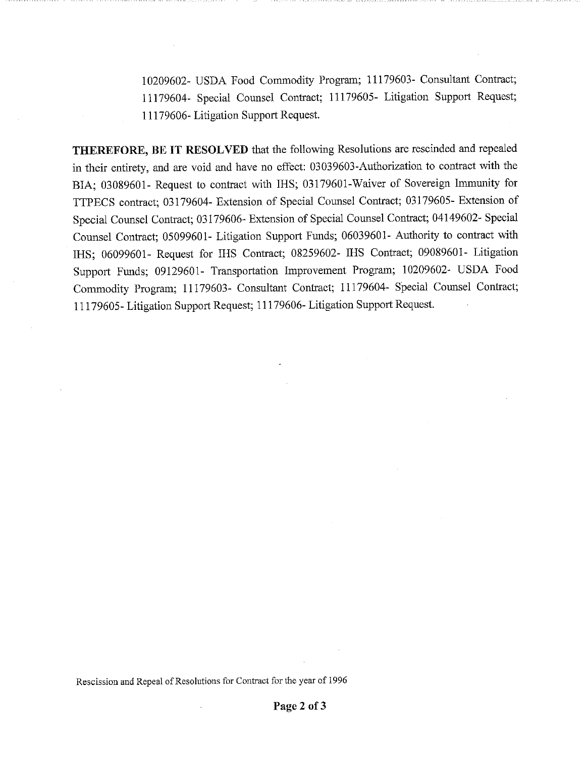10209602- USDA Food Commodity Program; 11179603- Consultant Contract; 11179604- Special Counsel Contract; 11179605- Litigation Support Request; 11179606- Litigation Support Request.

**THEREFORE, BE IT RESOLVED** that the following Resolutions are rescinded and repealed in their entirety, and are void and have no effect: 03039603-Authorization to contract with the BIA; 03089601- Request to contract with IHS; 03179601-Waiver of Sovereign Immunity for TTPECS contract; 03179604- Extension of Special Counsel Contract; 03179605- Extension of Special Counsel Contract; 03179606- Extension of Special Counsel Contract; 04149602- Special Counsel Contract; 05099601- Litigation Support Funds; 06039601- Authority to contract with IHS; 06099601- Request for IHS Contract; 08259602- IHS Contract; 09089601- Litigation Support Funds; 09129601- Transportation Improvement Program; 10209602- USDA Food Commodity Program; 11179603- Consultant Contract; 11179604- Special Counsel Contract; 11179605- Litigation Support Request; 11179606- Litigation Support Request.

Rescission and Repeal of Resolutions for Contract for the year of 1996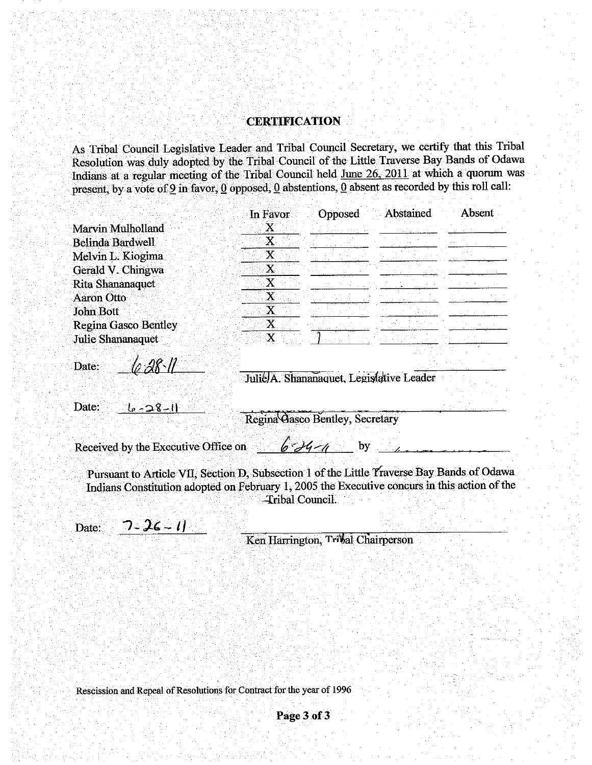## CERTIFICATION

As Tribal Council Legislative Leader and Tribal Council Secretary, we certify that this Tribal Resolution was duly adopted by the Tribal Council of the Little Traverse Bay Bands of Odawa Indians at a regular meeting of the Tribal Council held June 26, 2011 at which a quorum was present, by a vote of 9 in favor, 0 opposed, 0 abstentions, 0 absent as recorded by this roll call:

| | In Favor | Opposed | Abstained | Absent |
|---|---|---|---|---|
| Marvin Mulholland | X | | | |
| Belinda Bardwell | X | | | |
| Melvin L. Kiogima | X | | | |
| Gerald V. Chingwa | X | | | |
| Rita Shananaquet | X | | | |
| Aaron Otto | X | | | |
| John Bott | X | | | |
| Regina Gasco Bentley | X | | | |
| Julie Shananaquet | X | | | |

Date: 6-28-11

Julie A. Shananaquet, Legislative Leader

Date: 6-28-11

Regina Gasco Bentley, Secretary

Received by the Executive Office on 6-29-11 by

Pursuant to Article VII, Section D, Subsection 1 of the Little Traverse Bay Bands of Odawa Indians Constitution adopted on February 1, 2005 the Executive concurs in this action of the Tribal Council.

Date: 7-26-11

Ken Harrington, Tribal Chairperson

Rescission and Repeal of Resolutions for Contract for the year of 1996